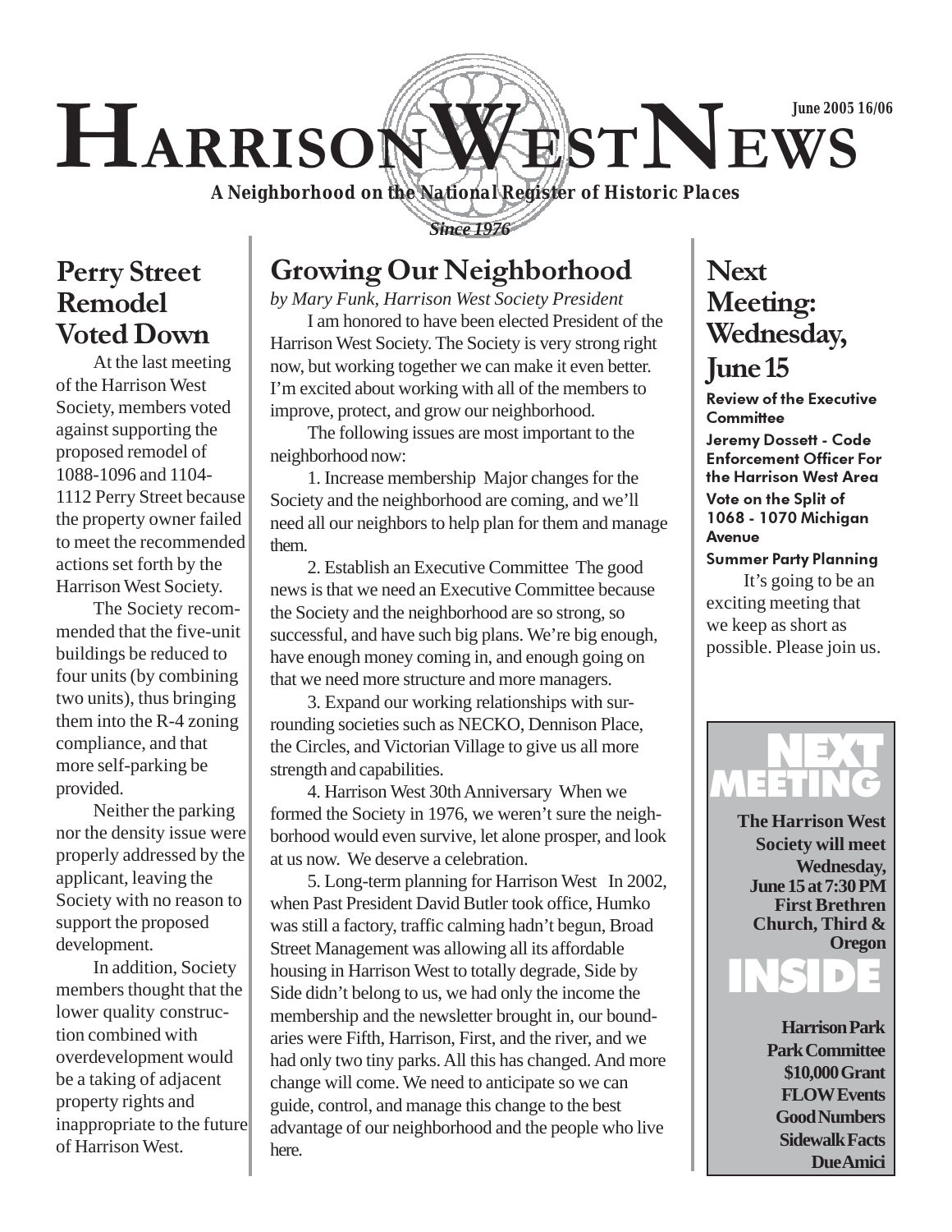# HARRISON WEST NEWS

June 2005 16/06

*A Neighborhood on the National Register of Historic Places*

*Since 1976*

## Perry Street Remodel Voted Down

At the last meeting of the Harrison West Society, members voted against supporting the proposed remodel of 1088-1096 and 1104-1112 Perry Street because the property owner failed to meet the recommended actions set forth by the Harrison West Society.

The Society recommended that the five-unit buildings be reduced to four units (by combining two units), thus bringing them into the R-4 zoning compliance, and that more self-parking be provided.

Neither the parking nor the density issue were properly addressed by the applicant, leaving the Society with no reason to support the proposed development.

In addition, Society members thought that the lower quality construction combined with overdevelopment would be a taking of adjacent property rights and inappropriate to the future of Harrison West.

## Growing Our Neighborhood

*by Mary Funk, Harrison West Society President*

I am honored to have been elected President of the Harrison West Society. The Society is very strong right now, but working together we can make it even better. I'm excited about working with all of the members to improve, protect, and grow our neighborhood.

The following issues are most important to the neighborhood now:

1. Increase membership Major changes for the Society and the neighborhood are coming, and we'll need all our neighbors to help plan for them and manage them.

2. Establish an Executive Committee The good news is that we need an Executive Committee because the Society and the neighborhood are so strong, so successful, and have such big plans. We're big enough, have enough money coming in, and enough going on that we need more structure and more managers.

3. Expand our working relationships with surrounding societies such as NECKO, Dennison Place, the Circles, and Victorian Village to give us all more strength and capabilities.

4. Harrison West 30th Anniversary When we formed the Society in 1976, we weren't sure the neighborhood would even survive, let alone prosper, and look at us now. We deserve a celebration.

5. Long-term planning for Harrison West In 2002, when Past President David Butler took office, Humko was still a factory, traffic calming hadn't begun, Broad Street Management was allowing all its affordable housing in Harrison West to totally degrade, Side by Side didn't belong to us, we had only the income the membership and the newsletter brought in, our boundaries were Fifth, Harrison, First, and the river, and we had only two tiny parks. All this has changed. And more change will come. We need to anticipate so we can guide, control, and manage this change to the best advantage of our neighborhood and the people who live here.

## Next Meeting: Wednesday, June 15

**Review of the Executive Committee**

**Jeremy Dossett - Code Enforcement Officer For the Harrison West Area**

**Vote on the Split of 1068 - 1070 Michigan Avenue**

**Summer Party Planning**

It's going to be an exciting meeting that we keep as short as possible. Please join us.

## NEXT MEETING

**The Harrison West Society will meet Wednesday, June 15 at 7:30 PM First Brethren Church, Third & Oregon**

## INSIDE

**Harrison Park**
**Park Committee**
**$10,000 Grant**
**FLOW Events**
**Good Numbers**
**Sidewalk Facts**
**Due Amici**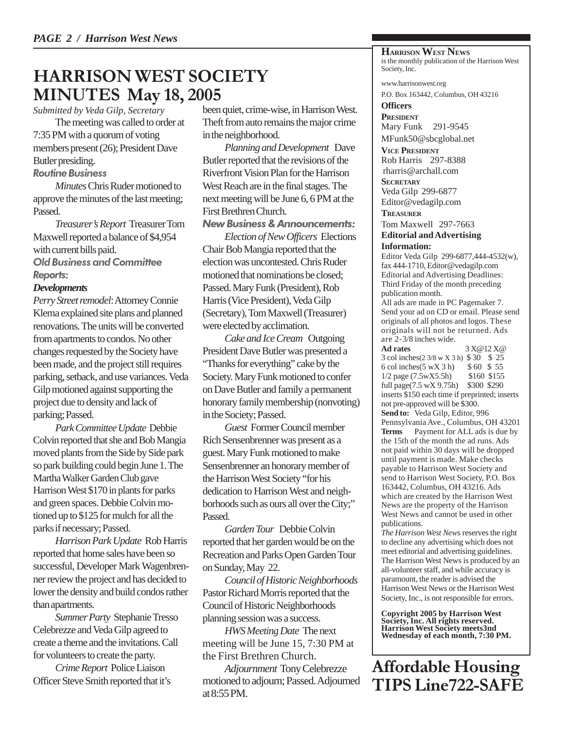# HARRISON WEST SOCIETY MINUTES May 18, 2005

*Submitted by Veda Gilp, Secretary*

The meeting was called to order at 7:35 PM with a quorum of voting members present (26); President Dave Butler presiding.

### Routine Business

*Minutes* Chris Ruder motioned to approve the minutes of the last meeting; Passed.

*Treasurer's Report* Treasurer Tom Maxwell reported a balance of $4,954 with current bills paid.

### Old Business and Committee Reports:

#### Developments

*Perry Street remodel*: Attorney Connie Klema explained site plans and planned renovations. The units will be converted from apartments to condos. No other changes requested by the Society have been made, and the project still requires parking, setback, and use variances. Veda Gilp motioned against supporting the project due to density and lack of parking; Passed.

*Park Committee Update* Debbie Colvin reported that she and Bob Mangia moved plants from the Side by Side park so park building could begin June 1. The Martha Walker Garden Club gave Harrison West $170 in plants for parks and green spaces. Debbie Colvin motioned up to $125 for mulch for all the parks if necessary; Passed.

*Harrison Park Update* Rob Harris reported that home sales have been so successful, Developer Mark Wagenbrenner review the project and has decided to lower the density and build condos rather than apartments.

*Summer Party* Stephanie Tresso Celebrezze and Veda Gilp agreed to create a theme and the invitations. Call for volunteers to create the party.

*Crime Report* Police Liaison Officer Steve Smith reported that it's been quiet, crime-wise, in Harrison West. Theft from auto remains the major crime in the neighborhood.

*Planning and Development* Dave Butler reported that the revisions of the Riverfront Vision Plan for the Harrison West Reach are in the final stages. The next meeting will be June 6, 6 PM at the First Brethren Church.

### New Business & Announcements:

*Election of New Officers* Elections Chair Bob Mangia reported that the election was uncontested. Chris Ruder motioned that nominations be closed; Passed. Mary Funk (President), Rob Harris (Vice President), Veda Gilp (Secretary), Tom Maxwell (Treasurer) were elected by acclimation.

*Cake and Ice Cream* Outgoing President Dave Butler was presented a "Thanks for everything" cake by the Society. Mary Funk motioned to confer on Dave Butler and family a permanent honorary family membership (nonvoting) in the Society; Passed.

*Guest* Former Council member Rich Sensenbrenner was present as a guest. Mary Funk motioned to make Sensenbrenner an honorary member of the Harrison West Society "for his dedication to Harrison West and neighborhoods such as ours all over the City;" Passed.

*Garden Tour* Debbie Colvin reported that her garden would be on the Recreation and Parks Open Garden Tour on Sunday, May 22.

*Council of Historic Neighborhoods* Pastor Richard Morris reported that the Council of Historic Neighborhoods planning session was a success.

*HWS Meeting Date* The next meeting will be June 15, 7:30 PM at the First Brethren Church.

*Adjournment* Tony Celebrezze motioned to adjourn; Passed. Adjourned at 8:55 PM.

---

**HARRISON WEST NEWS** is the monthly publication of the Harrison West Society, Inc.

www.harrisonwest.org

P.O. Box 163442, Columbus, OH 43216

**Officers**

**PRESIDENT**
Mary Funk 291-9545
MFunk50@sbcglobal.net

**VICE PRESIDENT**
Rob Harris 297-8388
rharris@archall.com

**SECRETARY**
Veda Gilp 299-6877
Editor@vedagilp.com

**TREASURER**
Tom Maxwell 297-7663

**Editorial and Advertising Information:**

Editor Veda Gilp 299-6877,444-4532(w), fax 444-1710, Editor@vedagilp.com
Editorial and Advertising Deadlines: Third Friday of the month preceding publication month.
All ads are made in PC Pagemaker 7. Send your ad on CD or email. Please send originals of all photos and logos. These originals will not be returned. Ads are 2-3/8 inches wide.

| **Ad rates** | 3 X@ | 12 X@ |
|---|---|---|
| 3 col inches(2 3/8 w X 3 h) | $ 30 | $ 25 |
| 6 col inches(5 wX 3 h) | $ 60 | $ 55 |
| 1/2 page (7.5wX5.5h) | $160 | $155 |
| full page(7.5 wX 9.75h) | $300 | $290 |

inserts $150 each time if preprinted; inserts not pre-approved will be $300.

**Send to:** Veda Gilp, Editor, 996 Pennsylvania Ave., Columbus, OH 43201

**Terms** Payment for ALL ads is due by the 15th of the month the ad runs. Ads not paid within 30 days will be dropped until payment is made. Make checks payable to Harrison West Society and send to Harrison West Society, P.O. Box 163442, Columbus, OH 43216. Ads which are created by the Harrison West News are the property of the Harrison West News and cannot be used in other publications.

*The Harrison West News* reserves the right to decline any advertising which does not meet editorial and advertising guidelines. The Harrison West News is produced by an all-volunteer staff, and while accuracy is paramount, the reader is advised the Harrison West News or the Harrison West Society, Inc., is not responsible for errors.

**Copyright 2005 by Harrison West Society, Inc. All rights reserved. Harrison West Society meets3nd Wednesday of each month, 7:30 PM.**

## Affordable Housing TIPS Line722-SAFE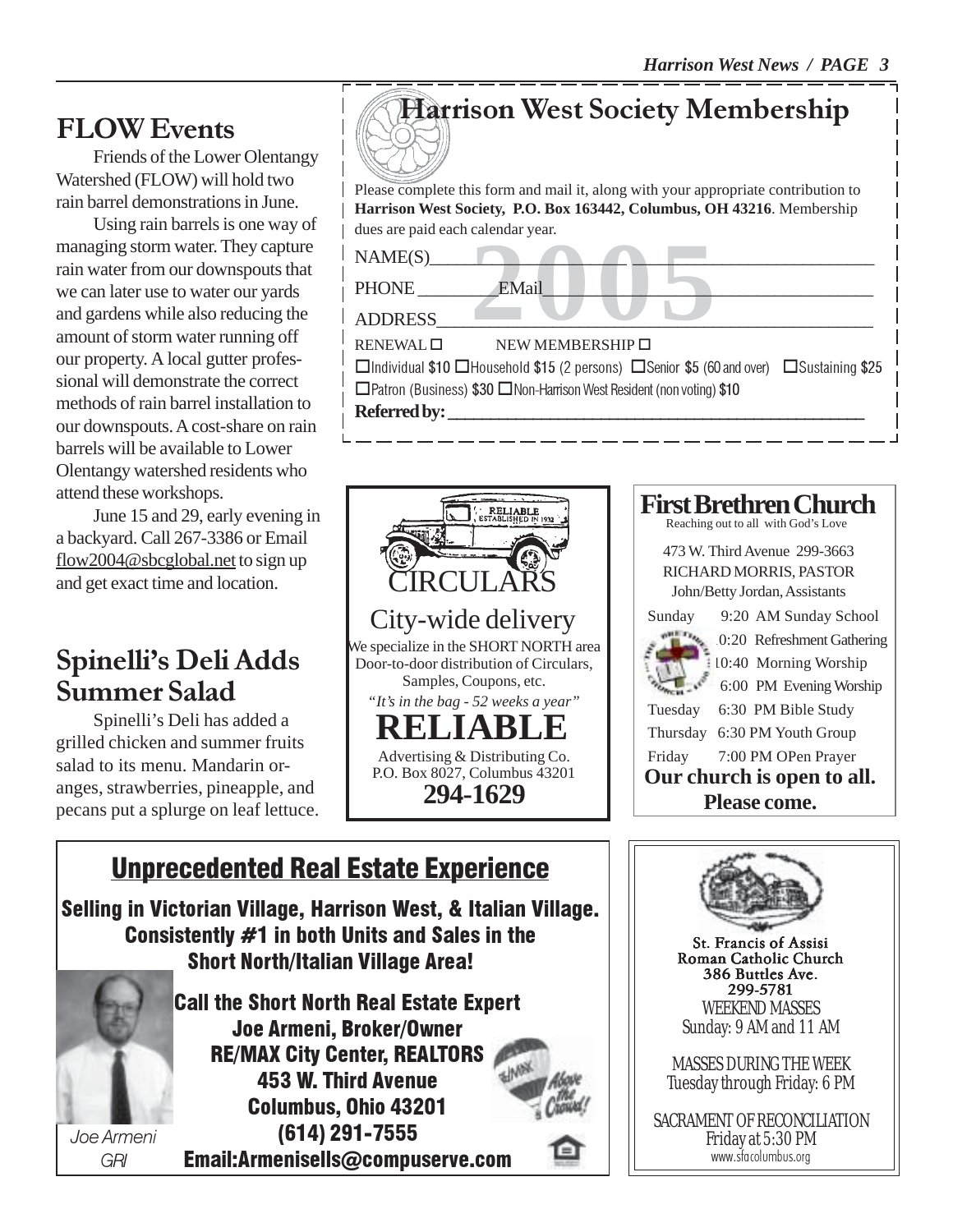## FLOW Events

Friends of the Lower Olentangy Watershed (FLOW) will hold two rain barrel demonstrations in June.

Using rain barrels is one way of managing storm water. They capture rain water from our downspouts that we can later use to water our yards and gardens while also reducing the amount of storm water running off our property. A local gutter professional will demonstrate the correct methods of rain barrel installation to our downspouts. A cost-share on rain barrels will be available to Lower Olentangy watershed residents who attend these workshops.

June 15 and 29, early evening in a backyard. Call 267-3386 or Email flow2004@sbcglobal.net to sign up and get exact time and location.

## Spinelli's Deli Adds Summer Salad

Spinelli's Deli has added a grilled chicken and summer fruits salad to its menu. Mandarin oranges, strawberries, pineapple, and pecans put a splurge on leaf lettuce.

## Harrison West Society Membership

Please complete this form and mail it, along with your appropriate contribution to **Harrison West Society, P.O. Box 163442, Columbus, OH 43216**. Membership dues are paid each calendar year.

**2005**

NAME(S)\_\_\_\_\_\_\_\_\_\_\_\_\_\_\_\_\_\_\_\_\_\_\_\_\_\_\_\_\_\_\_\_\_\_\_\_\_\_

PHONE \_\_\_\_\_\_\_\_\_ EMail \_\_\_\_\_\_\_\_\_\_\_\_\_\_\_\_\_\_\_\_\_\_\_\_\_\_\_

ADDRESS\_\_\_\_\_\_\_\_\_\_\_\_\_\_\_\_\_\_\_\_\_\_\_\_\_\_\_\_\_\_\_\_\_\_\_\_\_\_

RENEWAL ☐ NEW MEMBERSHIP ☐

☐Individual $10 ☐Household $15 (2 persons) ☐Senior $5 (60 and over) ☐Sustaining $25

☐Patron (Business) $30 ☐Non-Harrison West Resident (non voting) $10

**Referred by:** \_\_\_\_\_\_\_\_\_\_\_\_\_\_\_\_\_\_\_\_\_\_\_\_\_\_\_\_\_\_\_\_\_\_\_\_\_\_

RELIABLE ESTABLISHED IN 1932

CIRCULARS

City-wide delivery

We specialize in the SHORT NORTH area
Door-to-door distribution of Circulars, Samples, Coupons, etc.

*"It's in the bag - 52 weeks a year"*

**RELIABLE**

Advertising & Distributing Co.
P.O. Box 8027, Columbus 43201

**294-1629**

**First Brethren Church**

Reaching out to all with God's Love

473 W. Third Avenue 299-3663
RICHARD MORRIS, PASTOR
John/Betty Jordan, Assistants

Sunday 9:20 AM Sunday School
10:20 Refreshment Gathering
10:40 Morning Worship
6:00 PM Evening Worship
Tuesday 6:30 PM Bible Study
Thursday 6:30 PM Youth Group
Friday 7:00 PM OPen Prayer

**Our church is open to all. Please come.**

## Unprecedented Real Estate Experience

**Selling in Victorian Village, Harrison West, & Italian Village. Consistently #1 in both Units and Sales in the Short North/Italian Village Area!**

**Call the Short North Real Estate Expert**
**Joe Armeni, Broker/Owner**
**RE/MAX City Center, REALTORS**
**453 W. Third Avenue**
**Columbus, Ohio 43201**
**(614) 291-7555**
**Email:Armenisells@compuserve.com**

*Joe Armeni GRI*

RE/MAX *Above the Crowd!*

St. Francis of Assisi
Roman Catholic Church
386 Buttles Ave.
299-5781

WEEKEND MASSES
Sunday: 9 AM and 11 AM

MASSES DURING THE WEEK
Tuesday through Friday: 6 PM

SACRAMENT OF RECONCILIATION
Friday at 5:30 PM

www.sfacolumbus.org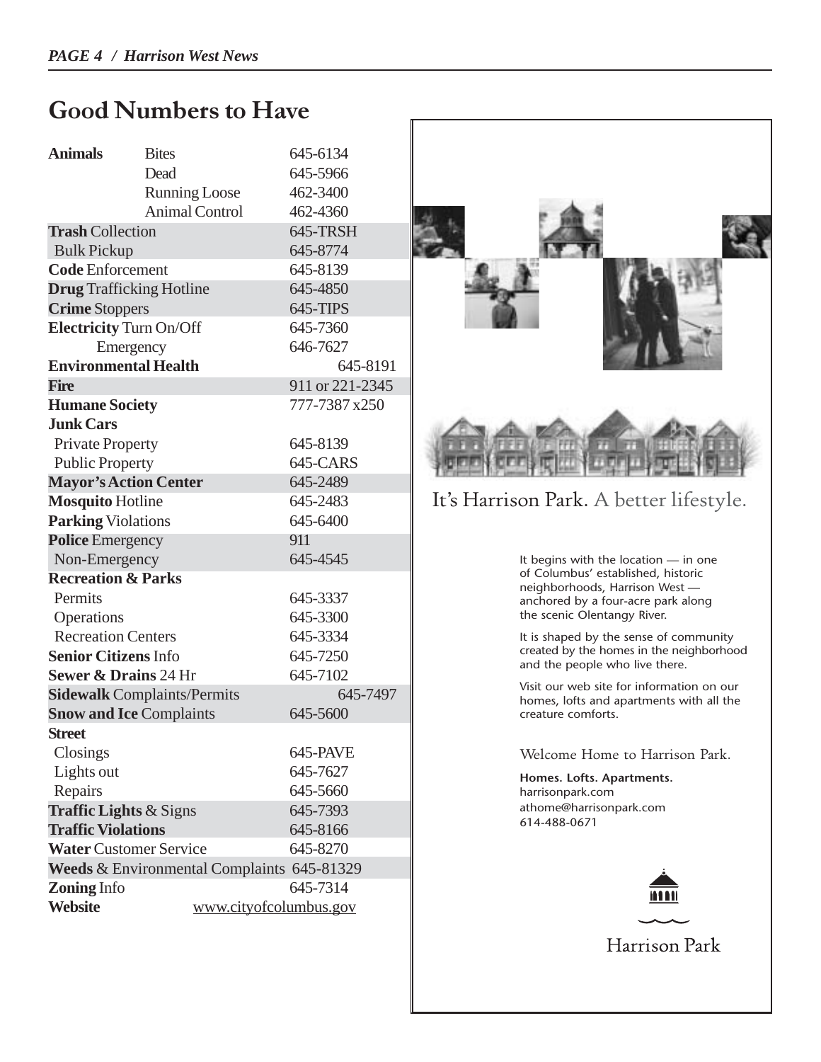# Good Numbers to Have

| | | |
|---|---|---|
| **Animals** | Bites | 645-6134 |
| | Dead | 645-5966 |
| | Running Loose | 462-3400 |
| | Animal Control | 462-4360 |
| **Trash** Collection | | 645-TRSH |
| Bulk Pickup | | 645-8774 |
| **Code** Enforcement | | 645-8139 |
| **Drug** Trafficking Hotline | | 645-4850 |
| **Crime** Stoppers | | 645-TIPS |
| **Electricity** Turn On/Off | | 645-7360 |
| Emergency | | 646-7627 |
| **Environmental Health** | | 645-8191 |
| **Fire** | | 911 or 221-2345 |
| **Humane Society** | | 777-7387 x250 |
| **Junk Cars** | | |
| Private Property | | 645-8139 |
| Public Property | | 645-CARS |
| **Mayor's Action Center** | | 645-2489 |
| **Mosquito** Hotline | | 645-2483 |
| **Parking** Violations | | 645-6400 |
| **Police** Emergency | | 911 |
| Non-Emergency | | 645-4545 |
| **Recreation & Parks** | | |
| Permits | | 645-3337 |
| Operations | | 645-3300 |
| Recreation Centers | | 645-3334 |
| **Senior Citizens** Info | | 645-7250 |
| **Sewer & Drains** 24 Hr | | 645-7102 |
| **Sidewalk** Complaints/Permits | | 645-7497 |
| **Snow and Ice** Complaints | | 645-5600 |
| **Street** | | |
| Closings | | 645-PAVE |
| Lights out | | 645-7627 |
| Repairs | | 645-5660 |
| **Traffic Lights** & Signs | | 645-7393 |
| **Traffic Violations** | | 645-8166 |
| **Water** Customer Service | | 645-8270 |
| **Weeds** & Environmental Complaints | | 645-81329 |
| **Zoning** Info | | 645-7314 |
| **Website** | | www.cityofcolumbus.gov |

It's Harrison Park. A better lifestyle.

It begins with the location — in one of Columbus' established, historic neighborhoods, Harrison West — anchored by a four-acre park along the scenic Olentangy River.

It is shaped by the sense of community created by the homes in the neighborhood and the people who live there.

Visit our web site for information on our homes, lofts and apartments with all the creature comforts.

Welcome Home to Harrison Park.

**Homes. Lofts. Apartments.**
harrisonpark.com
athome@harrisonpark.com
614-488-0671

Harrison Park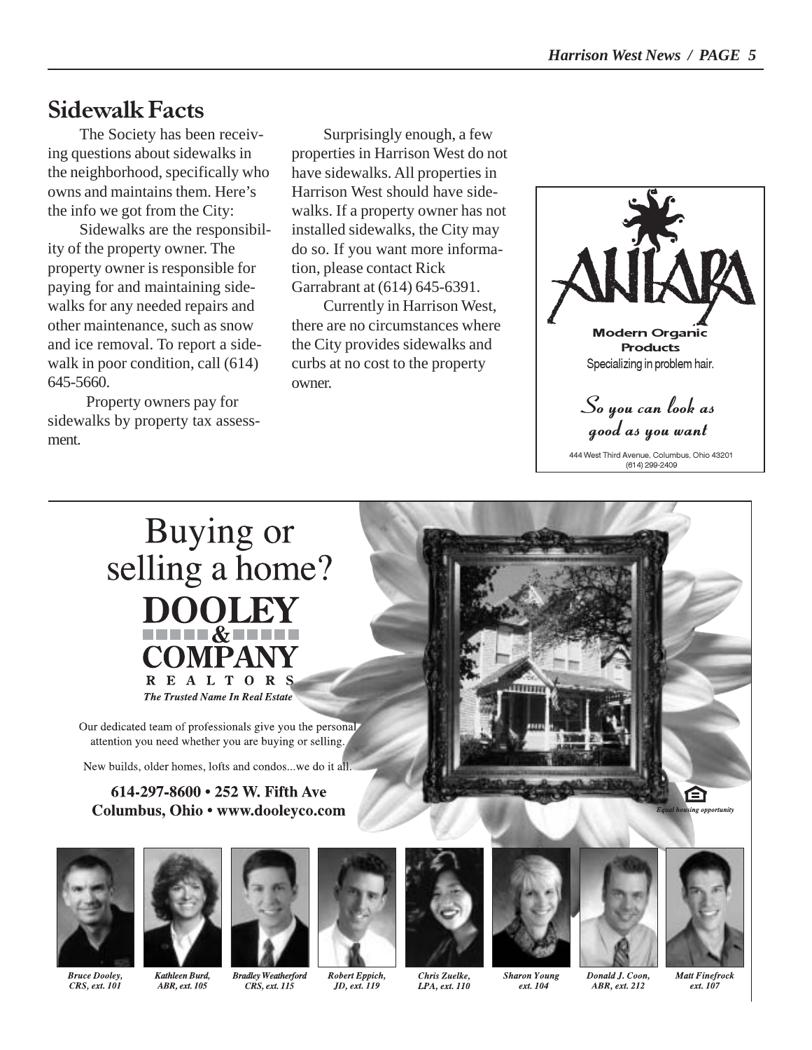## Sidewalk Facts

The Society has been receiving questions about sidewalks in the neighborhood, specifically who owns and maintains them. Here's the info we got from the City:

Sidewalks are the responsibility of the property owner. The property owner is responsible for paying for and maintaining sidewalks for any needed repairs and other maintenance, such as snow and ice removal. To report a sidewalk in poor condition, call (614) 645-5660.

Property owners pay for sidewalks by property tax assessment.

Surprisingly enough, a few properties in Harrison West do not have sidewalks. All properties in Harrison West should have sidewalks. If a property owner has not installed sidewalks, the City may do so. If you want more information, please contact Rick Garrabrant at (614) 645-6391.

Currently in Harrison West, there are no circumstances where the City provides sidewalks and curbs at no cost to the property owner.

ANIARA

**Modern Organic Products**

Specializing in problem hair.

*So you can look as good as you want*

444 West Third Avenue, Columbus, Ohio 43201
(614) 299-2409

Buying or selling a home?

**DOOLEY & COMPANY**
REALTORS
*The Trusted Name In Real Estate*

Our dedicated team of professionals give you the personal attention you need whether you are buying or selling.

New builds, older homes, lofts and condos...we do it all.

**614-297-8600 • 252 W. Fifth Ave
Columbus, Ohio • www.dooleyco.com**

*Equal housing opportunity*

*Bruce Dooley, CRS, ext. 101*
*Kathleen Burd, ABR, ext. 105*
*Bradley Weatherford CRS, ext. 115*
*Robert Eppich, JD, ext. 119*
*Chris Zuelke, LPA, ext. 110*
*Sharon Young ext. 104*
*Donald J. Coon, ABR, ext. 212*
*Matt Finefrock ext. 107*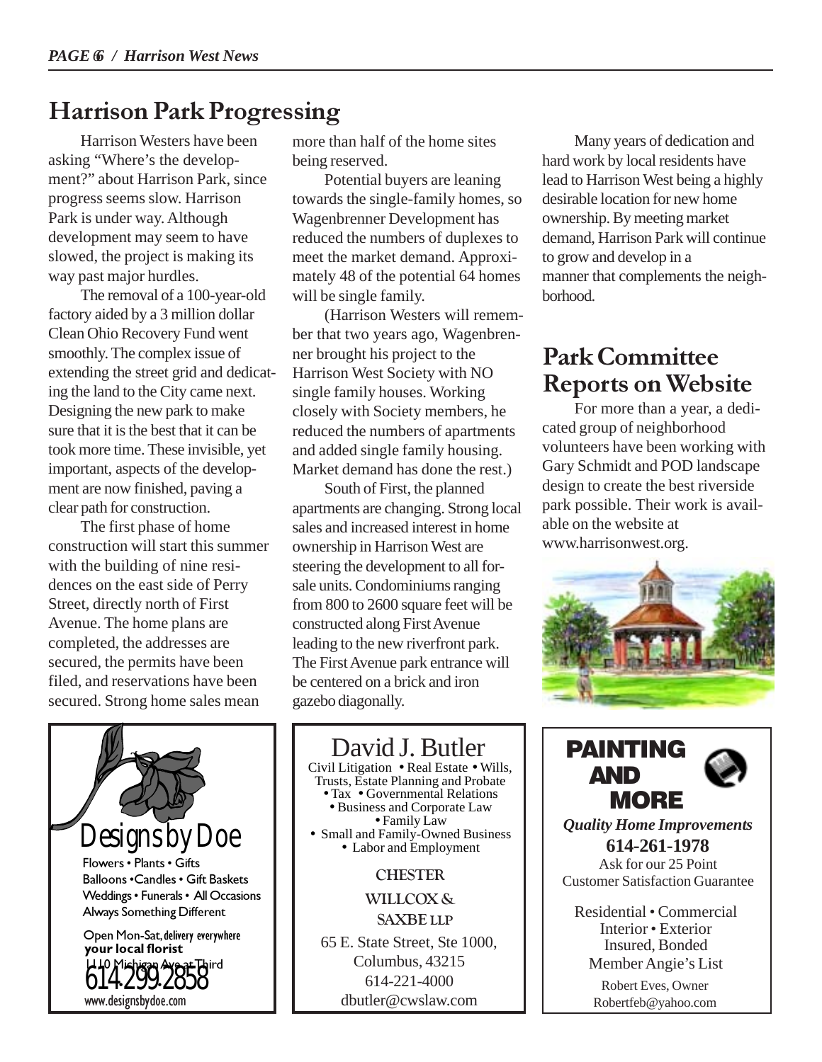## Harrison Park Progressing

Harrison Westers have been asking "Where's the development?" about Harrison Park, since progress seems slow. Harrison Park is under way. Although development may seem to have slowed, the project is making its way past major hurdles.

The removal of a 100-year-old factory aided by a 3 million dollar Clean Ohio Recovery Fund went smoothly. The complex issue of extending the street grid and dedicating the land to the City came next. Designing the new park to make sure that it is the best that it can be took more time. These invisible, yet important, aspects of the development are now finished, paving a clear path for construction.

The first phase of home construction will start this summer with the building of nine residences on the east side of Perry Street, directly north of First Avenue. The home plans are completed, the addresses are secured, the permits have been filed, and reservations have been secured. Strong home sales mean more than half of the home sites being reserved.

Potential buyers are leaning towards the single-family homes, so Wagenbrenner Development has reduced the numbers of duplexes to meet the market demand. Approximately 48 of the potential 64 homes will be single family.

(Harrison Westers will remember that two years ago, Wagenbrenner brought his project to the Harrison West Society with NO single family houses. Working closely with Society members, he reduced the numbers of apartments and added single family housing. Market demand has done the rest.)

South of First, the planned apartments are changing. Strong local sales and increased interest in home ownership in Harrison West are steering the development to all for-sale units. Condominiums ranging from 800 to 2600 square feet will be constructed along First Avenue leading to the new riverfront park. The First Avenue park entrance will be centered on a brick and iron gazebo diagonally.

Many years of dedication and hard work by local residents have lead to Harrison West being a highly desirable location for new home ownership. By meeting market demand, Harrison Park will continue to grow and develop in a manner that complements the neighborhood.

## Park Committee Reports on Website

For more than a year, a dedicated group of neighborhood volunteers have been working with Gary Schmidt and POD landscape design to create the best riverside park possible. Their work is available on the website at www.harrisonwest.org.

---

**Designs by Doe**

Flowers • Plants • Gifts
Balloons • Candles • Gift Baskets
Weddings • Funerals • All Occasions
Always Something Different

Open Mon-Sat, delivery everywhere
**your local florist**
1110 Michigan Ave at Third
614-299-2858
www.designsbydoe.com

---

**David J. Butler**

Civil Litigation • Real Estate • Wills, Trusts, Estate Planning and Probate
• Tax • Governmental Relations
• Business and Corporate Law
• Family Law
• Small and Family-Owned Business
• Labor and Employment

**CHESTER WILLCOX & SAXBE LLP**

65 E. State Street, Ste 1000,
Columbus, 43215
614-221-4000
dbutler@cwslaw.com

---

**PAINTING AND MORE**

*Quality Home Improvements*
**614-261-1978**
Ask for our 25 Point Customer Satisfaction Guarantee

Residential • Commercial
Interior • Exterior
Insured, Bonded
Member Angie's List

Robert Eves, Owner
Robertfeb@yahoo.com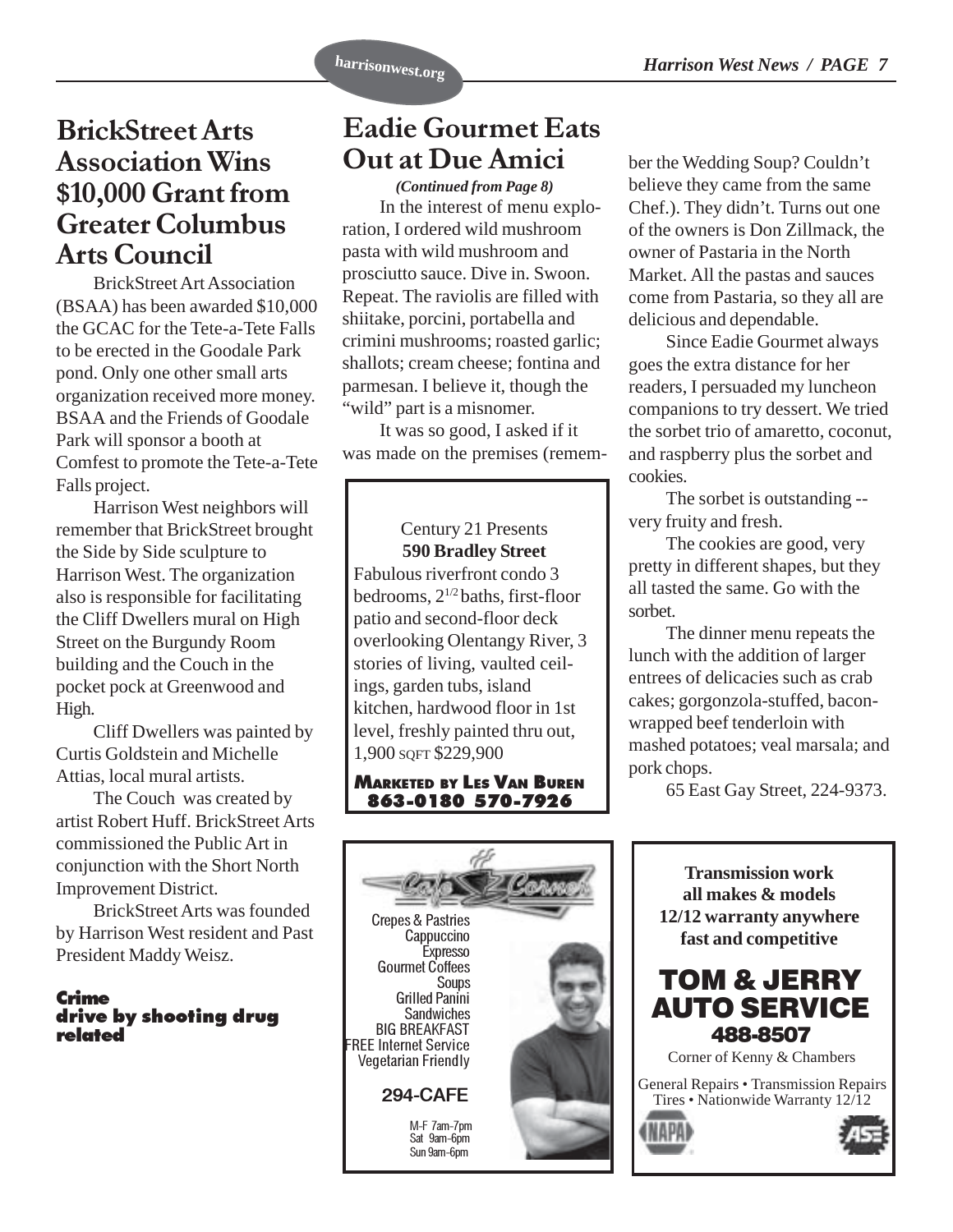# BrickStreet Arts Association Wins $10,000 Grant from Greater Columbus Arts Council

BrickStreet Art Association (BSAA) has been awarded $10,000 the GCAC for the Tete-a-Tete Falls to be erected in the Goodale Park pond. Only one other small arts organization received more money. BSAA and the Friends of Goodale Park will sponsor a booth at Comfest to promote the Tete-a-Tete Falls project.

Harrison West neighbors will remember that BrickStreet brought the Side by Side sculpture to Harrison West. The organization also is responsible for facilitating the Cliff Dwellers mural on High Street on the Burgundy Room building and the Couch in the pocket pock at Greenwood and High.

Cliff Dwellers was painted by Curtis Goldstein and Michelle Attias, local mural artists.

The Couch was created by artist Robert Huff. BrickStreet Arts commissioned the Public Art in conjunction with the Short North Improvement District.

BrickStreet Arts was founded by Harrison West resident and Past President Maddy Weisz.

**Crime**
**drive by shooting drug related**

# Eadie Gourmet Eats Out at Due Amici

*(Continued from Page 8)*

In the interest of menu exploration, I ordered wild mushroom pasta with wild mushroom and prosciutto sauce. Dive in. Swoon. Repeat. The raviolis are filled with shiitake, porcini, portabella and crimini mushrooms; roasted garlic; shallots; cream cheese; fontina and parmesan. I believe it, though the "wild" part is a misnomer.

It was so good, I asked if it was made on the premises (remember the Wedding Soup? Couldn't believe they came from the same Chef.). They didn't. Turns out one of the owners is Don Zillmack, the owner of Pastaria in the North Market. All the pastas and sauces come from Pastaria, so they all are delicious and dependable.

Since Eadie Gourmet always goes the extra distance for her readers, I persuaded my luncheon companions to try dessert. We tried the sorbet trio of amaretto, coconut, and raspberry plus the sorbet and cookies.

The sorbet is outstanding -- very fruity and fresh.

The cookies are good, very pretty in different shapes, but they all tasted the same. Go with the sorbet.

The dinner menu repeats the lunch with the addition of larger entrees of delicacies such as crab cakes; gorgonzola-stuffed, bacon-wrapped beef tenderloin with mashed potatoes; veal marsala; and pork chops.

65 East Gay Street, 224-9373.

---

Century 21 Presents
**590 Bradley Street**

Fabulous riverfront condo 3 bedrooms, 2 1/2 baths, first-floor patio and second-floor deck overlooking Olentangy River, 3 stories of living, vaulted ceilings, garden tubs, island kitchen, hardwood floor in 1st level, freshly painted thru out, 1,900 SQFT $229,900

**MARKETED BY LES VAN BUREN**
**863-0180 570-7926**

---

**Cafe Corner**

Crepes & Pastries
Cappuccino
Expresso
Gourmet Coffees
Soups
Grilled Panini
Sandwiches
BIG BREAKFAST
FREE Internet Service
Vegetarian Friendly

**294-CAFE**

M-F 7am-7pm
Sat 9am-6pm
Sun 9am-6pm

---

**Transmission work**
**all makes & models**
**12/12 warranty anywhere**
**fast and competitive**

**TOM & JERRY AUTO SERVICE**
**488-8507**

Corner of Kenny & Chambers

General Repairs • Transmission Repairs
Tires • Nationwide Warranty 12/12

NAPA ASE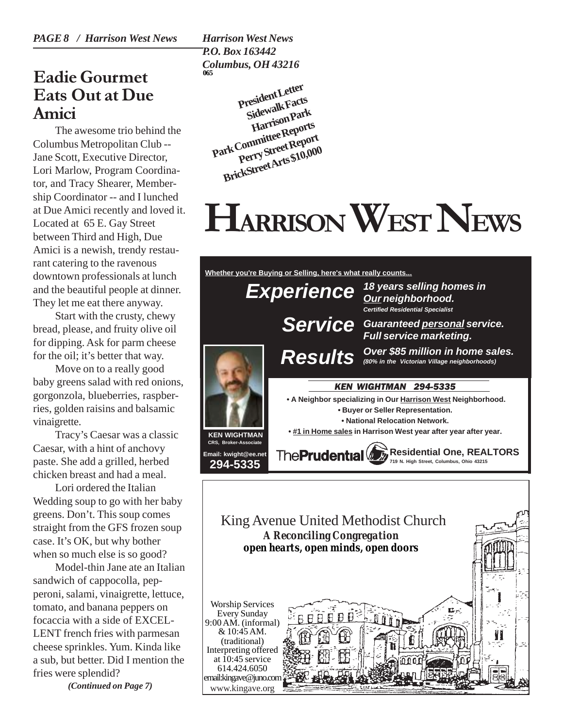## Eadie Gourmet Eats Out at Due Amici

The awesome trio behind the Columbus Metropolitan Club -- Jane Scott, Executive Director, Lori Marlow, Program Coordinator, and Tracy Shearer, Membership Coordinator -- and I lunched at Due Amici recently and loved it. Located at 65 E. Gay Street between Third and High, Due Amici is a newish, trendy restaurant catering to the ravenous downtown professionals at lunch and the beautiful people at dinner. They let me eat there anyway.

Start with the crusty, chewy bread, please, and fruity olive oil for dipping. Ask for parm cheese for the oil; it's better that way.

Move on to a really good baby greens salad with red onions, gorgonzola, blueberries, raspberries, golden raisins and balsamic vinaigrette.

Tracy's Caesar was a classic Caesar, with a hint of anchovy paste. She add a grilled, herbed chicken breast and had a meal.

Lori ordered the Italian Wedding soup to go with her baby greens. Don't. This soup comes straight from the GFS frozen soup case. It's OK, but why bother when so much else is so good?

Model-thin Jane ate an Italian sandwich of cappocolla, pepperoni, salami, vinaigrette, lettuce, tomato, and banana peppers on focaccia with a side of EXCELLENT french fries with parmesan cheese sprinkles. Yum. Kinda like a sub, but better. Did I mention the fries were splendid?

*(Continued on Page 7)*

*Harrison West News*
*P.O. Box 163442*
*Columbus, OH 43216*
065

**President Letter**
**Sidewalk Facts**
**Harrison Park**
**Park Committee Reports**
**Perry Street Report**
**BrickStreet Arts $10,000**

# HARRISON WEST NEWS

Whether you're Buying or Selling, here's what really counts...

***Experience*** *18 years selling homes in Our neighborhood.* *Certified Residential Specialist*

***Service*** *Guaranteed personal service. Full service marketing.*

***Results*** *Over $85 million in home sales.* *(80% in the Victorian Village neighborhoods)*

*KEN WIGHTMAN 294-5335*

- A Neighbor specializing in Our Harrison West Neighborhood.
- Buyer or Seller Representation.
- National Relocation Network.
- #1 in Home sales in Harrison West year after year after year.

KEN WIGHTMAN
CRS, Broker-Associate
Email: kwight@ee.net
294-5335

The Prudential Residential One, REALTORS
719 N. High Street, Columbus, Ohio 43215

King Avenue United Methodist Church
*A Reconciling Congregation*
*open hearts, open minds, open doors*

Worship Services
Every Sunday
9:00 AM. (informal)
& 10:45 AM.
(traditional)
Interpreting offered
at 10:45 service
614.424.6050
email:kingave@juno.com
www.kingave.org